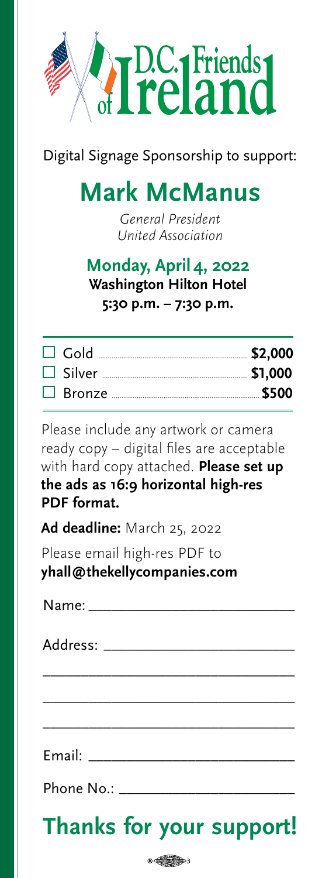# D.C. Friends of Ireland

Digital Signage Sponsorship to support:

## Mark McManus

*General President*
*United Association*

**Monday, April 4, 2022**
**Washington Hilton Hotel**
**5:30 p.m. – 7:30 p.m.**

| | |
|---|---|
| ☐ Gold | **$2,000** |
| ☐ Silver | **$1,000** |
| ☐ Bronze | **$500** |

Please include any artwork or camera ready copy – digital files are acceptable with hard copy attached. **Please set up the ads as 16:9 horizontal high-res PDF format.**

**Ad deadline:** March 25, 2022

Please email high-res PDF to
**yhall@thekellycompanies.com**

Name: ___________________________

Address: _________________________

_________________________________

_________________________________

_________________________________

Email: ___________________________

Phone No.: _______________________

## Thanks for your support!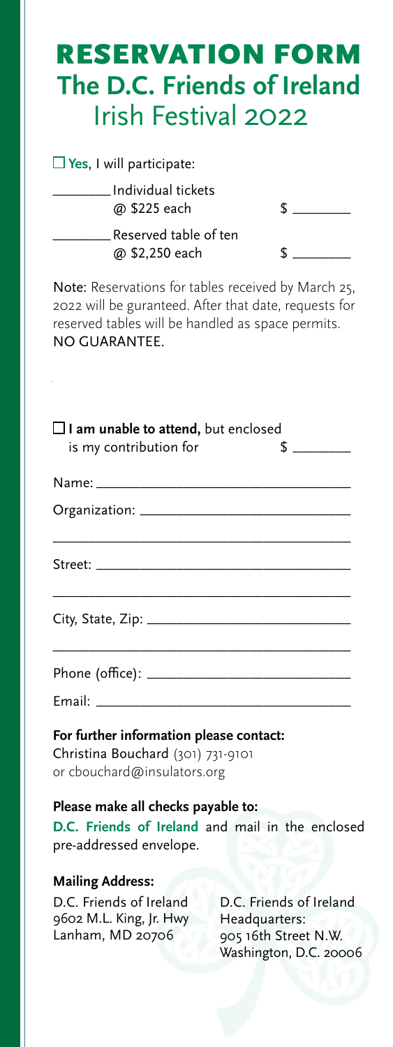# RESERVATION FORM

## The D.C. Friends of Ireland

## Irish Festival 2022

☐ **Yes**, I will participate:

________ Individual tickets @ $225 each $ ________

________ Reserved table of ten @ $2,250 each $ ________

Note: Reservations for tables received by March 25, 2022 will be guranteed. After that date, requests for reserved tables will be handled as space permits. NO GUARANTEE.

☐ **I am unable to attend,** but enclosed is my contribution for $ ________

Name: ________________________________

Organization: ___________________________

________________________________________

Street: ________________________________

________________________________________

City, State, Zip: _________________________

________________________________________

Phone (office): __________________________

Email: ________________________________

**For further information please contact:**

Christina Bouchard (301) 731-9101
or cbouchard@insulators.org

**Please make all checks payable to:**

**D.C. Friends of Ireland** and mail in the enclosed pre-addressed envelope.

**Mailing Address:**

D.C. Friends of Ireland
9602 M.L. King, Jr. Hwy
Lanham, MD 20706

D.C. Friends of Ireland
Headquarters:
905 16th Street N.W.
Washington, D.C. 20006